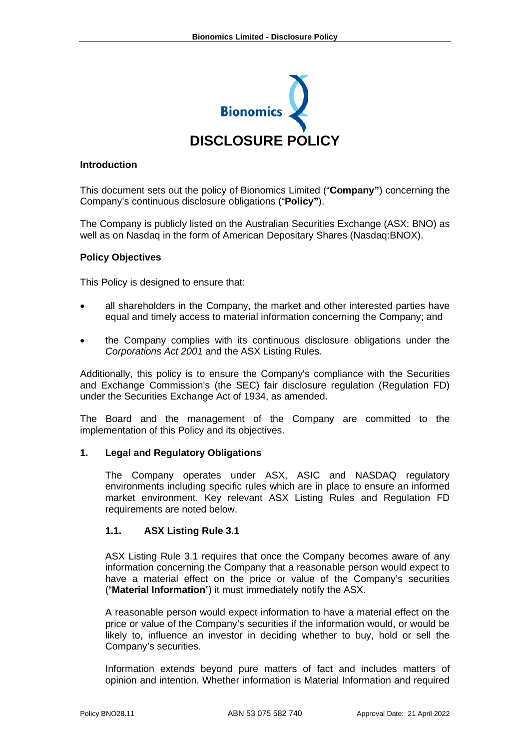# DISCLOSURE POLICY

## Introduction

This document sets out the policy of Bionomics Limited ("**Company"**) concerning the Company's continuous disclosure obligations ("**Policy"**).

The Company is publicly listed on the Australian Securities Exchange (ASX: BNO) as well as on Nasdaq in the form of American Depositary Shares (Nasdaq:BNOX).

## Policy Objectives

This Policy is designed to ensure that:

- all shareholders in the Company, the market and other interested parties have equal and timely access to material information concerning the Company; and
- the Company complies with its continuous disclosure obligations under the *Corporations Act 2001* and the ASX Listing Rules.

Additionally, this policy is to ensure the Company's compliance with the Securities and Exchange Commission's (the SEC) fair disclosure regulation (Regulation FD) under the Securities Exchange Act of 1934, as amended.

The Board and the management of the Company are committed to the implementation of this Policy and its objectives.

## 1. Legal and Regulatory Obligations

The Company operates under ASX, ASIC and NASDAQ regulatory environments including specific rules which are in place to ensure an informed market environment. Key relevant ASX Listing Rules and Regulation FD requirements are noted below.

### 1.1. ASX Listing Rule 3.1

ASX Listing Rule 3.1 requires that once the Company becomes aware of any information concerning the Company that a reasonable person would expect to have a material effect on the price or value of the Company's securities ("**Material Information**") it must immediately notify the ASX.

A reasonable person would expect information to have a material effect on the price or value of the Company's securities if the information would, or would be likely to, influence an investor in deciding whether to buy, hold or sell the Company's securities.

Information extends beyond pure matters of fact and includes matters of opinion and intention. Whether information is Material Information and required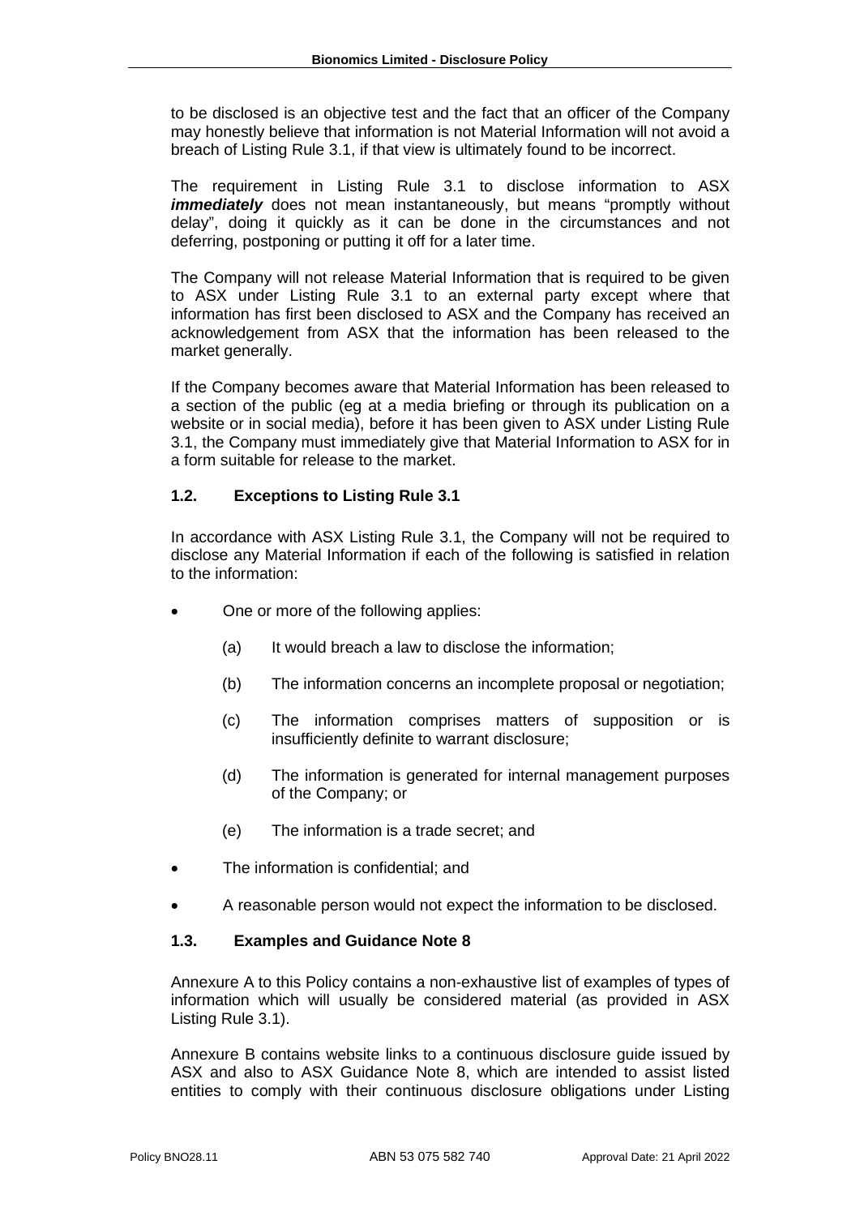to be disclosed is an objective test and the fact that an officer of the Company may honestly believe that information is not Material Information will not avoid a breach of Listing Rule 3.1, if that view is ultimately found to be incorrect.

The requirement in Listing Rule 3.1 to disclose information to ASX ***immediately*** does not mean instantaneously, but means "promptly without delay", doing it quickly as it can be done in the circumstances and not deferring, postponing or putting it off for a later time.

The Company will not release Material Information that is required to be given to ASX under Listing Rule 3.1 to an external party except where that information has first been disclosed to ASX and the Company has received an acknowledgement from ASX that the information has been released to the market generally.

If the Company becomes aware that Material Information has been released to a section of the public (eg at a media briefing or through its publication on a website or in social media), before it has been given to ASX under Listing Rule 3.1, the Company must immediately give that Material Information to ASX for in a form suitable for release to the market.

### 1.2. Exceptions to Listing Rule 3.1

In accordance with ASX Listing Rule 3.1, the Company will not be required to disclose any Material Information if each of the following is satisfied in relation to the information:

- One or more of the following applies:
  - (a) It would breach a law to disclose the information;
  - (b) The information concerns an incomplete proposal or negotiation;
  - (c) The information comprises matters of supposition or is insufficiently definite to warrant disclosure;
  - (d) The information is generated for internal management purposes of the Company; or
  - (e) The information is a trade secret; and
- The information is confidential; and
- A reasonable person would not expect the information to be disclosed.

### 1.3. Examples and Guidance Note 8

Annexure A to this Policy contains a non-exhaustive list of examples of types of information which will usually be considered material (as provided in ASX Listing Rule 3.1).

Annexure B contains website links to a continuous disclosure guide issued by ASX and also to ASX Guidance Note 8, which are intended to assist listed entities to comply with their continuous disclosure obligations under Listing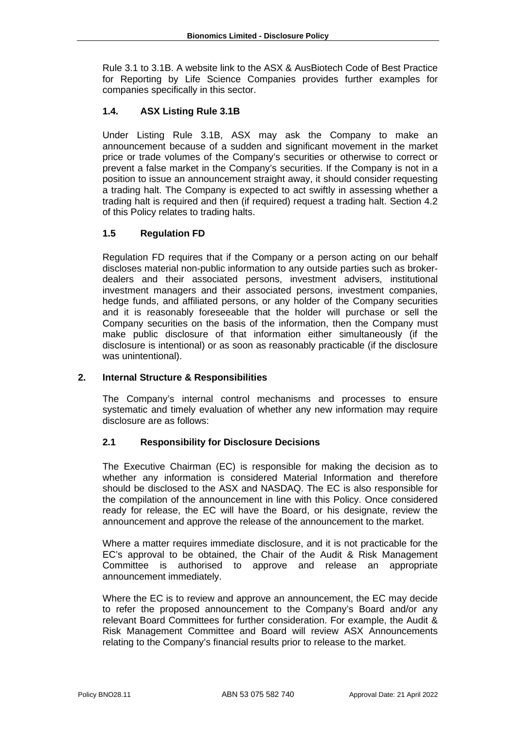Rule 3.1 to 3.1B. A website link to the ASX & AusBiotech Code of Best Practice for Reporting by Life Science Companies provides further examples for companies specifically in this sector.

### 1.4. ASX Listing Rule 3.1B

Under Listing Rule 3.1B, ASX may ask the Company to make an announcement because of a sudden and significant movement in the market price or trade volumes of the Company's securities or otherwise to correct or prevent a false market in the Company's securities. If the Company is not in a position to issue an announcement straight away, it should consider requesting a trading halt. The Company is expected to act swiftly in assessing whether a trading halt is required and then (if required) request a trading halt. Section 4.2 of this Policy relates to trading halts.

### 1.5 Regulation FD

Regulation FD requires that if the Company or a person acting on our behalf discloses material non-public information to any outside parties such as broker-dealers and their associated persons, investment advisers, institutional investment managers and their associated persons, investment companies, hedge funds, and affiliated persons, or any holder of the Company securities and it is reasonably foreseeable that the holder will purchase or sell the Company securities on the basis of the information, then the Company must make public disclosure of that information either simultaneously (if the disclosure is intentional) or as soon as reasonably practicable (if the disclosure was unintentional).

## 2. Internal Structure & Responsibilities

The Company's internal control mechanisms and processes to ensure systematic and timely evaluation of whether any new information may require disclosure are as follows:

### 2.1 Responsibility for Disclosure Decisions

The Executive Chairman (EC) is responsible for making the decision as to whether any information is considered Material Information and therefore should be disclosed to the ASX and NASDAQ. The EC is also responsible for the compilation of the announcement in line with this Policy. Once considered ready for release, the EC will have the Board, or his designate, review the announcement and approve the release of the announcement to the market.

Where a matter requires immediate disclosure, and it is not practicable for the EC's approval to be obtained, the Chair of the Audit & Risk Management Committee is authorised to approve and release an appropriate announcement immediately.

Where the EC is to review and approve an announcement, the EC may decide to refer the proposed announcement to the Company's Board and/or any relevant Board Committees for further consideration. For example, the Audit & Risk Management Committee and Board will review ASX Announcements relating to the Company's financial results prior to release to the market.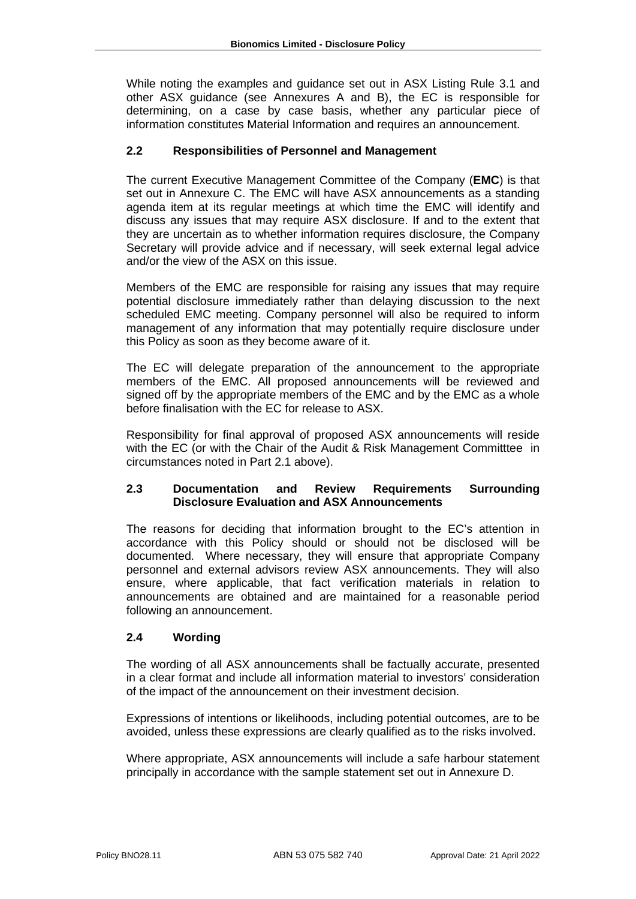While noting the examples and guidance set out in ASX Listing Rule 3.1 and other ASX guidance (see Annexures A and B), the EC is responsible for determining, on a case by case basis, whether any particular piece of information constitutes Material Information and requires an announcement.

## 2.2 Responsibilities of Personnel and Management

The current Executive Management Committee of the Company (**EMC**) is that set out in Annexure C. The EMC will have ASX announcements as a standing agenda item at its regular meetings at which time the EMC will identify and discuss any issues that may require ASX disclosure. If and to the extent that they are uncertain as to whether information requires disclosure, the Company Secretary will provide advice and if necessary, will seek external legal advice and/or the view of the ASX on this issue.

Members of the EMC are responsible for raising any issues that may require potential disclosure immediately rather than delaying discussion to the next scheduled EMC meeting. Company personnel will also be required to inform management of any information that may potentially require disclosure under this Policy as soon as they become aware of it.

The EC will delegate preparation of the announcement to the appropriate members of the EMC. All proposed announcements will be reviewed and signed off by the appropriate members of the EMC and by the EMC as a whole before finalisation with the EC for release to ASX.

Responsibility for final approval of proposed ASX announcements will reside with the EC (or with the Chair of the Audit & Risk Management Committtee in circumstances noted in Part 2.1 above).

## 2.3 Documentation and Review Requirements Surrounding Disclosure Evaluation and ASX Announcements

The reasons for deciding that information brought to the EC's attention in accordance with this Policy should or should not be disclosed will be documented. Where necessary, they will ensure that appropriate Company personnel and external advisors review ASX announcements. They will also ensure, where applicable, that fact verification materials in relation to announcements are obtained and are maintained for a reasonable period following an announcement.

## 2.4 Wording

The wording of all ASX announcements shall be factually accurate, presented in a clear format and include all information material to investors' consideration of the impact of the announcement on their investment decision.

Expressions of intentions or likelihoods, including potential outcomes, are to be avoided, unless these expressions are clearly qualified as to the risks involved.

Where appropriate, ASX announcements will include a safe harbour statement principally in accordance with the sample statement set out in Annexure D.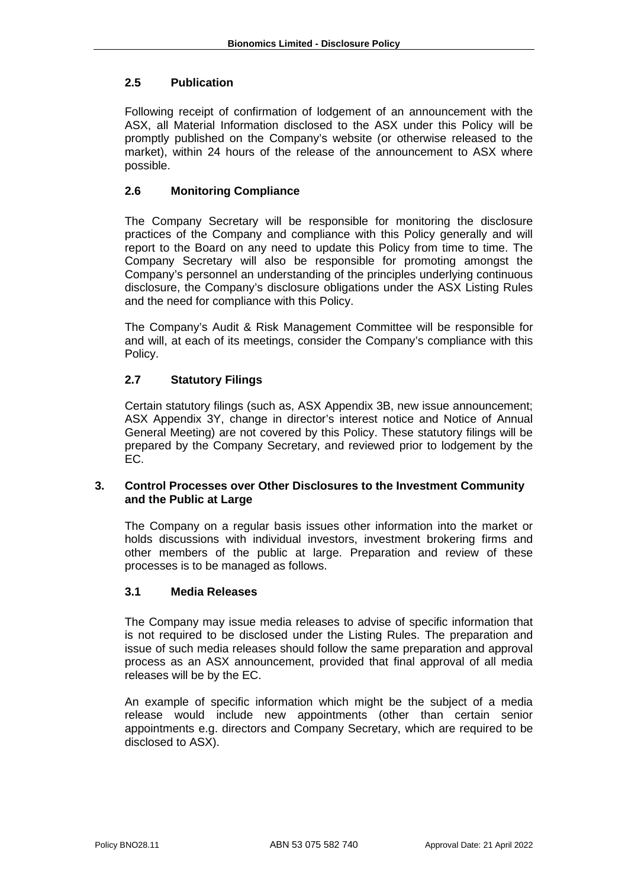### 2.5 Publication

Following receipt of confirmation of lodgement of an announcement with the ASX, all Material Information disclosed to the ASX under this Policy will be promptly published on the Company's website (or otherwise released to the market), within 24 hours of the release of the announcement to ASX where possible.

### 2.6 Monitoring Compliance

The Company Secretary will be responsible for monitoring the disclosure practices of the Company and compliance with this Policy generally and will report to the Board on any need to update this Policy from time to time. The Company Secretary will also be responsible for promoting amongst the Company's personnel an understanding of the principles underlying continuous disclosure, the Company's disclosure obligations under the ASX Listing Rules and the need for compliance with this Policy.

The Company's Audit & Risk Management Committee will be responsible for and will, at each of its meetings, consider the Company's compliance with this Policy.

### 2.7 Statutory Filings

Certain statutory filings (such as, ASX Appendix 3B, new issue announcement; ASX Appendix 3Y, change in director's interest notice and Notice of Annual General Meeting) are not covered by this Policy. These statutory filings will be prepared by the Company Secretary, and reviewed prior to lodgement by the EC.

## 3. Control Processes over Other Disclosures to the Investment Community and the Public at Large

The Company on a regular basis issues other information into the market or holds discussions with individual investors, investment brokering firms and other members of the public at large. Preparation and review of these processes is to be managed as follows.

### 3.1 Media Releases

The Company may issue media releases to advise of specific information that is not required to be disclosed under the Listing Rules. The preparation and issue of such media releases should follow the same preparation and approval process as an ASX announcement, provided that final approval of all media releases will be by the EC.

An example of specific information which might be the subject of a media release would include new appointments (other than certain senior appointments e.g. directors and Company Secretary, which are required to be disclosed to ASX).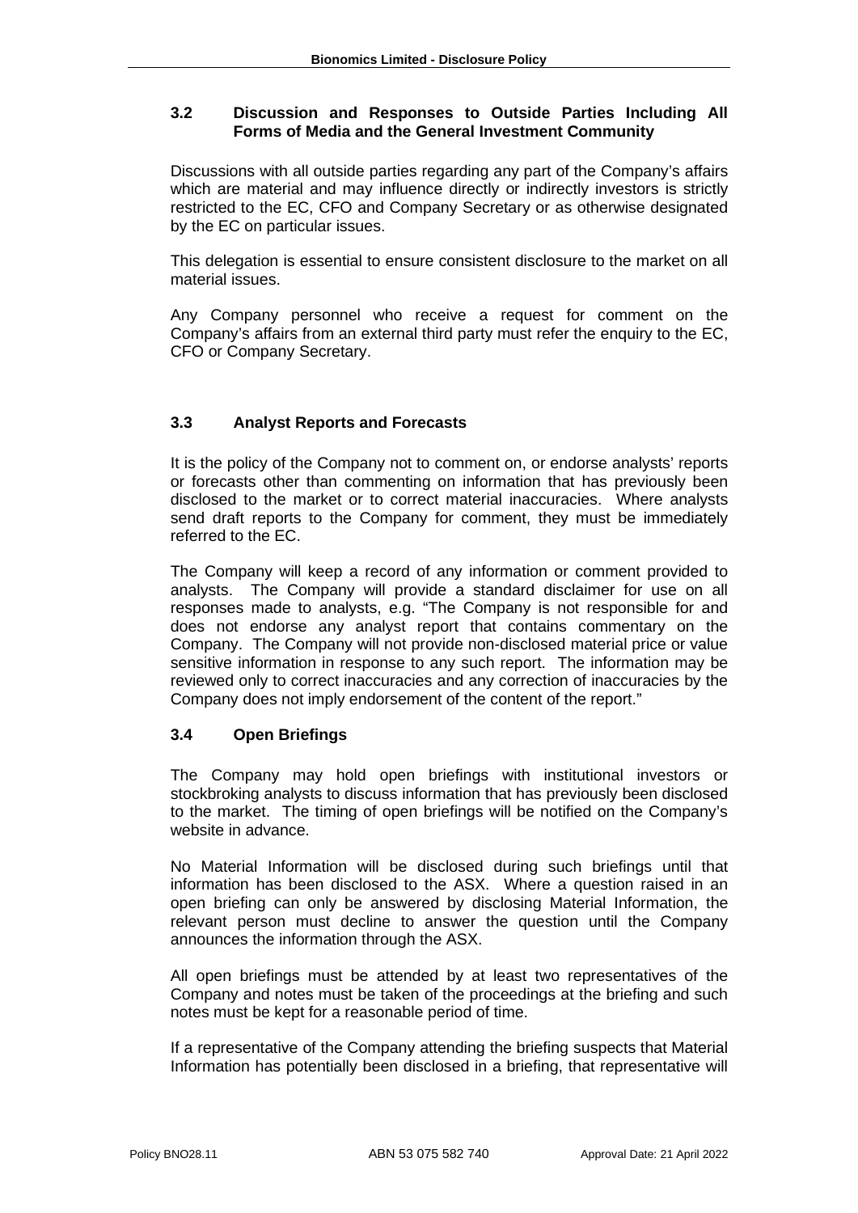### 3.2 Discussion and Responses to Outside Parties Including All Forms of Media and the General Investment Community

Discussions with all outside parties regarding any part of the Company's affairs which are material and may influence directly or indirectly investors is strictly restricted to the EC, CFO and Company Secretary or as otherwise designated by the EC on particular issues.

This delegation is essential to ensure consistent disclosure to the market on all material issues.

Any Company personnel who receive a request for comment on the Company's affairs from an external third party must refer the enquiry to the EC, CFO or Company Secretary.

### 3.3 Analyst Reports and Forecasts

It is the policy of the Company not to comment on, or endorse analysts' reports or forecasts other than commenting on information that has previously been disclosed to the market or to correct material inaccuracies. Where analysts send draft reports to the Company for comment, they must be immediately referred to the EC.

The Company will keep a record of any information or comment provided to analysts. The Company will provide a standard disclaimer for use on all responses made to analysts, e.g. "The Company is not responsible for and does not endorse any analyst report that contains commentary on the Company. The Company will not provide non-disclosed material price or value sensitive information in response to any such report. The information may be reviewed only to correct inaccuracies and any correction of inaccuracies by the Company does not imply endorsement of the content of the report."

### 3.4 Open Briefings

The Company may hold open briefings with institutional investors or stockbroking analysts to discuss information that has previously been disclosed to the market. The timing of open briefings will be notified on the Company's website in advance.

No Material Information will be disclosed during such briefings until that information has been disclosed to the ASX. Where a question raised in an open briefing can only be answered by disclosing Material Information, the relevant person must decline to answer the question until the Company announces the information through the ASX.

All open briefings must be attended by at least two representatives of the Company and notes must be taken of the proceedings at the briefing and such notes must be kept for a reasonable period of time.

If a representative of the Company attending the briefing suspects that Material Information has potentially been disclosed in a briefing, that representative will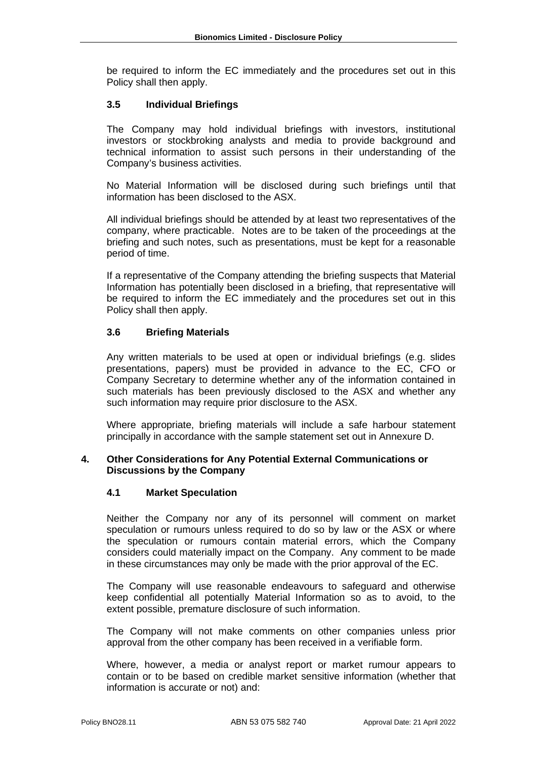be required to inform the EC immediately and the procedures set out in this Policy shall then apply.

### 3.5 Individual Briefings

The Company may hold individual briefings with investors, institutional investors or stockbroking analysts and media to provide background and technical information to assist such persons in their understanding of the Company's business activities.

No Material Information will be disclosed during such briefings until that information has been disclosed to the ASX.

All individual briefings should be attended by at least two representatives of the company, where practicable. Notes are to be taken of the proceedings at the briefing and such notes, such as presentations, must be kept for a reasonable period of time.

If a representative of the Company attending the briefing suspects that Material Information has potentially been disclosed in a briefing, that representative will be required to inform the EC immediately and the procedures set out in this Policy shall then apply.

### 3.6 Briefing Materials

Any written materials to be used at open or individual briefings (e.g. slides presentations, papers) must be provided in advance to the EC, CFO or Company Secretary to determine whether any of the information contained in such materials has been previously disclosed to the ASX and whether any such information may require prior disclosure to the ASX.

Where appropriate, briefing materials will include a safe harbour statement principally in accordance with the sample statement set out in Annexure D.

## 4. Other Considerations for Any Potential External Communications or Discussions by the Company

### 4.1 Market Speculation

Neither the Company nor any of its personnel will comment on market speculation or rumours unless required to do so by law or the ASX or where the speculation or rumours contain material errors, which the Company considers could materially impact on the Company. Any comment to be made in these circumstances may only be made with the prior approval of the EC.

The Company will use reasonable endeavours to safeguard and otherwise keep confidential all potentially Material Information so as to avoid, to the extent possible, premature disclosure of such information.

The Company will not make comments on other companies unless prior approval from the other company has been received in a verifiable form.

Where, however, a media or analyst report or market rumour appears to contain or to be based on credible market sensitive information (whether that information is accurate or not) and: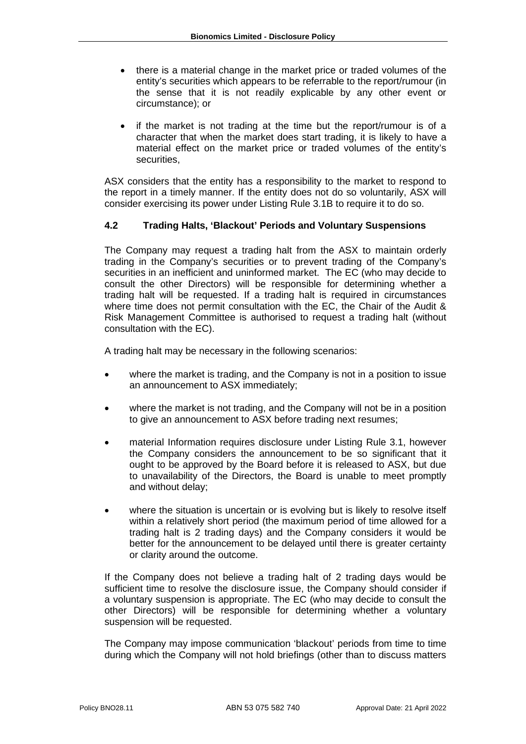- there is a material change in the market price or traded volumes of the entity's securities which appears to be referrable to the report/rumour (in the sense that it is not readily explicable by any other event or circumstance); or
- if the market is not trading at the time but the report/rumour is of a character that when the market does start trading, it is likely to have a material effect on the market price or traded volumes of the entity's securities,

ASX considers that the entity has a responsibility to the market to respond to the report in a timely manner. If the entity does not do so voluntarily, ASX will consider exercising its power under Listing Rule 3.1B to require it to do so.

### 4.2 Trading Halts, 'Blackout' Periods and Voluntary Suspensions

The Company may request a trading halt from the ASX to maintain orderly trading in the Company's securities or to prevent trading of the Company's securities in an inefficient and uninformed market. The EC (who may decide to consult the other Directors) will be responsible for determining whether a trading halt will be requested. If a trading halt is required in circumstances where time does not permit consultation with the EC, the Chair of the Audit & Risk Management Committee is authorised to request a trading halt (without consultation with the EC).

A trading halt may be necessary in the following scenarios:

- where the market is trading, and the Company is not in a position to issue an announcement to ASX immediately;
- where the market is not trading, and the Company will not be in a position to give an announcement to ASX before trading next resumes;
- material Information requires disclosure under Listing Rule 3.1, however the Company considers the announcement to be so significant that it ought to be approved by the Board before it is released to ASX, but due to unavailability of the Directors, the Board is unable to meet promptly and without delay;
- where the situation is uncertain or is evolving but is likely to resolve itself within a relatively short period (the maximum period of time allowed for a trading halt is 2 trading days) and the Company considers it would be better for the announcement to be delayed until there is greater certainty or clarity around the outcome.

If the Company does not believe a trading halt of 2 trading days would be sufficient time to resolve the disclosure issue, the Company should consider if a voluntary suspension is appropriate. The EC (who may decide to consult the other Directors) will be responsible for determining whether a voluntary suspension will be requested.

The Company may impose communication 'blackout' periods from time to time during which the Company will not hold briefings (other than to discuss matters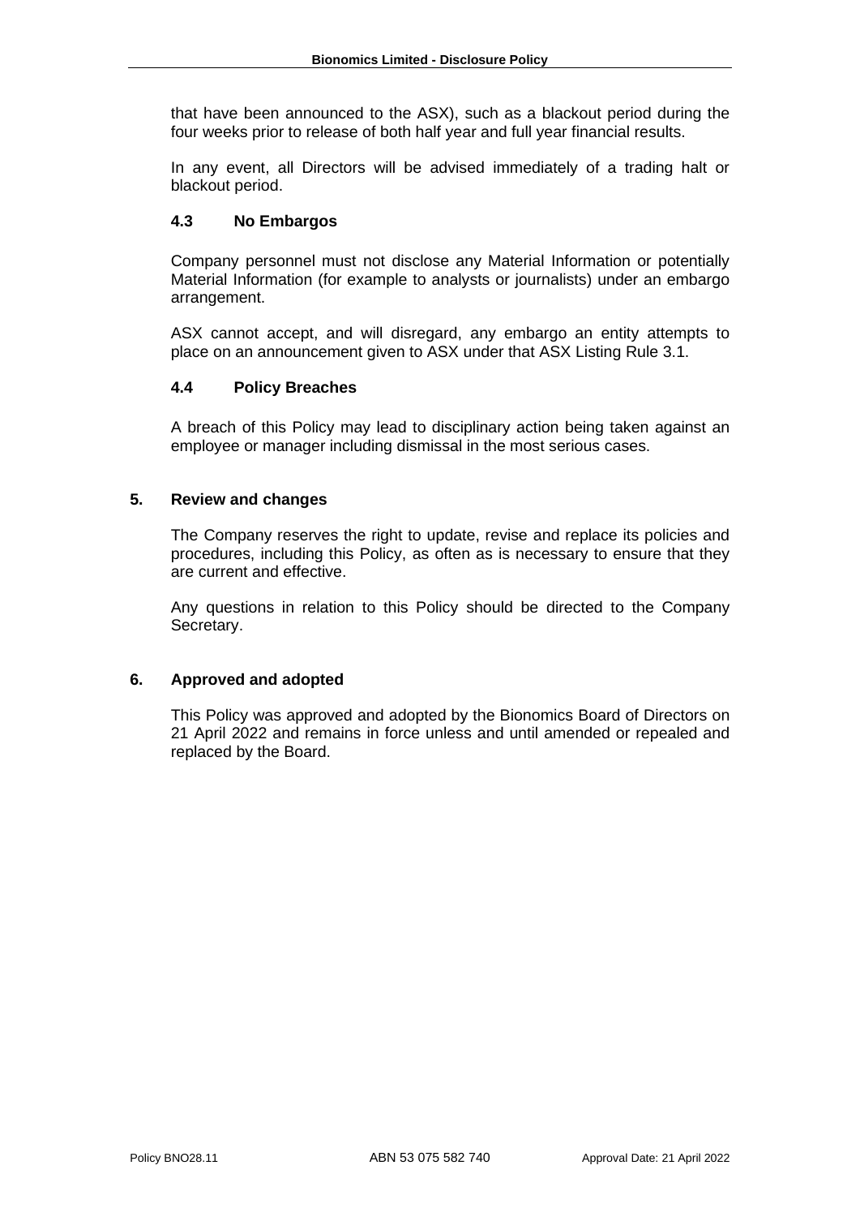that have been announced to the ASX), such as a blackout period during the four weeks prior to release of both half year and full year financial results.

In any event, all Directors will be advised immediately of a trading halt or blackout period.

### 4.3 No Embargos

Company personnel must not disclose any Material Information or potentially Material Information (for example to analysts or journalists) under an embargo arrangement.

ASX cannot accept, and will disregard, any embargo an entity attempts to place on an announcement given to ASX under that ASX Listing Rule 3.1.

### 4.4 Policy Breaches

A breach of this Policy may lead to disciplinary action being taken against an employee or manager including dismissal in the most serious cases.

## 5. Review and changes

The Company reserves the right to update, revise and replace its policies and procedures, including this Policy, as often as is necessary to ensure that they are current and effective.

Any questions in relation to this Policy should be directed to the Company Secretary.

## 6. Approved and adopted

This Policy was approved and adopted by the Bionomics Board of Directors on 21 April 2022 and remains in force unless and until amended or repealed and replaced by the Board.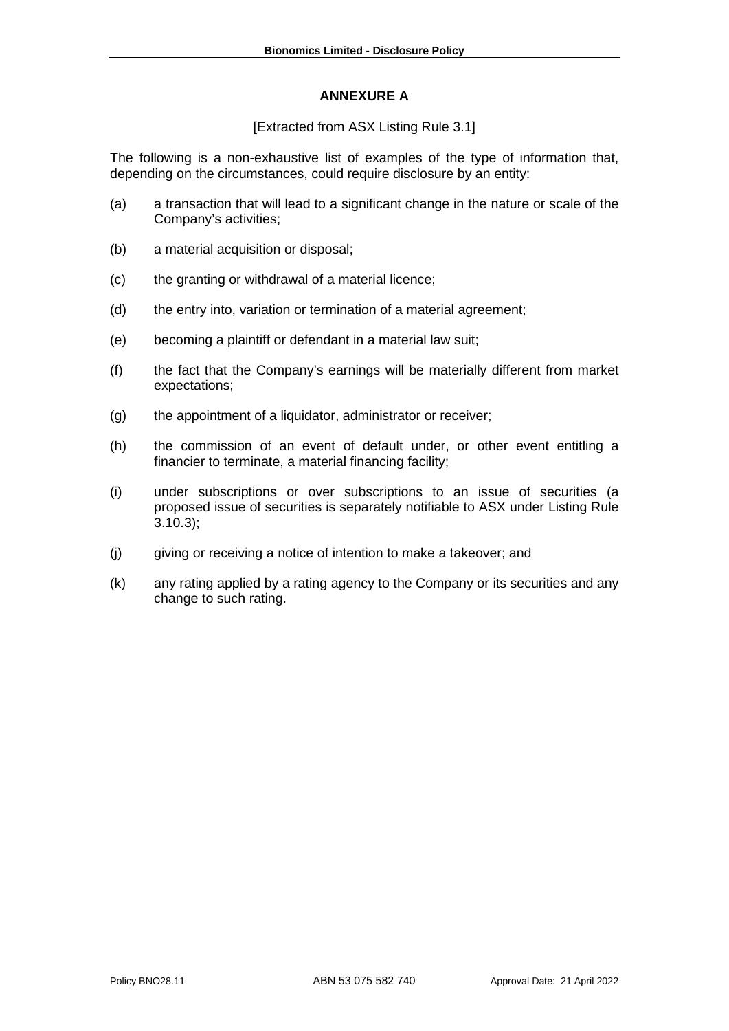## ANNEXURE A

[Extracted from ASX Listing Rule 3.1]

The following is a non-exhaustive list of examples of the type of information that, depending on the circumstances, could require disclosure by an entity:

(a) a transaction that will lead to a significant change in the nature or scale of the Company's activities;

(b) a material acquisition or disposal;

(c) the granting or withdrawal of a material licence;

(d) the entry into, variation or termination of a material agreement;

(e) becoming a plaintiff or defendant in a material law suit;

(f) the fact that the Company's earnings will be materially different from market expectations;

(g) the appointment of a liquidator, administrator or receiver;

(h) the commission of an event of default under, or other event entitling a financier to terminate, a material financing facility;

(i) under subscriptions or over subscriptions to an issue of securities (a proposed issue of securities is separately notifiable to ASX under Listing Rule 3.10.3);

(j) giving or receiving a notice of intention to make a takeover; and

(k) any rating applied by a rating agency to the Company or its securities and any change to such rating.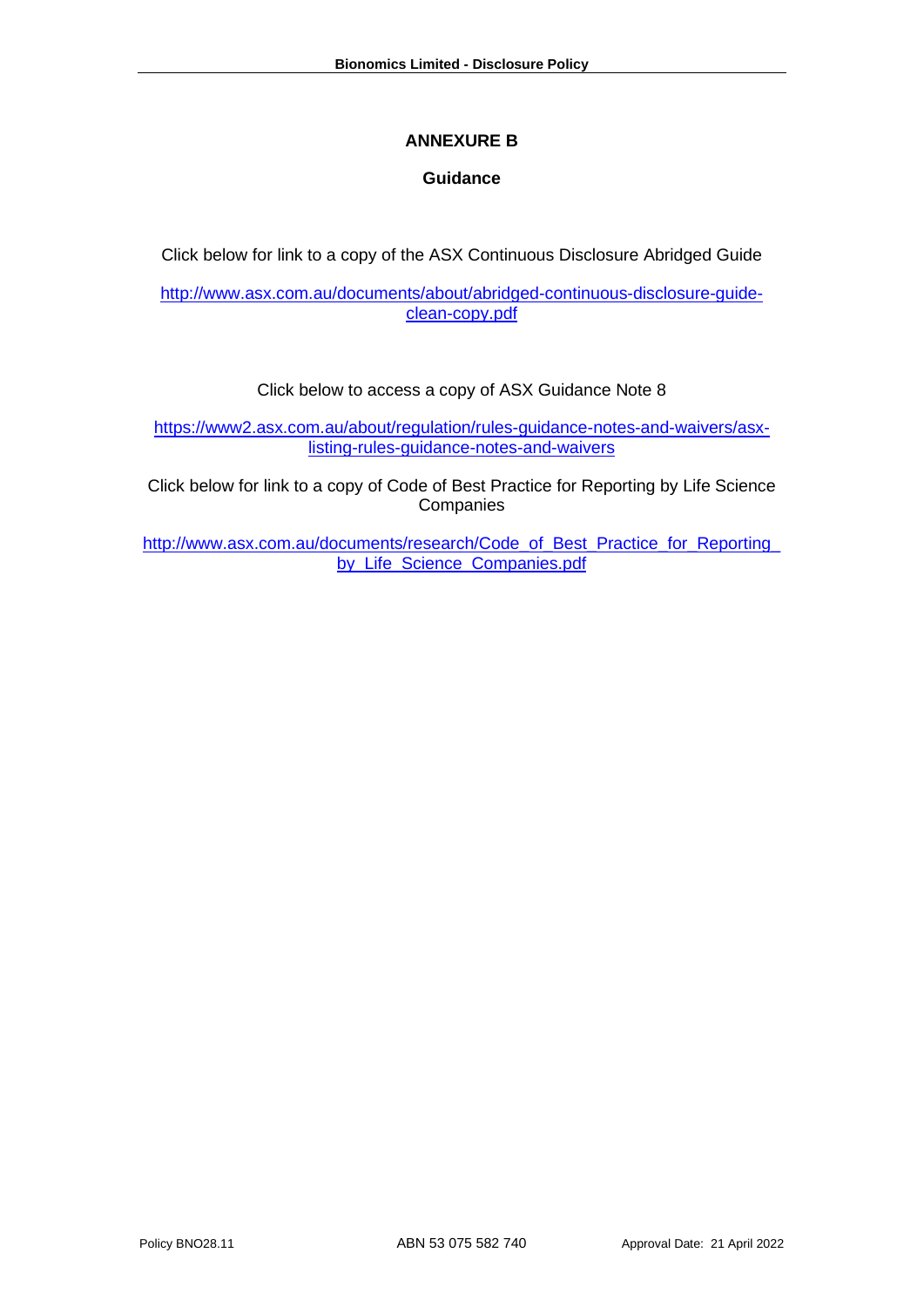# ANNEXURE B

## Guidance

Click below for link to a copy of the ASX Continuous Disclosure Abridged Guide

http://www.asx.com.au/documents/about/abridged-continuous-disclosure-guide-clean-copy.pdf

Click below to access a copy of ASX Guidance Note 8

https://www2.asx.com.au/about/regulation/rules-guidance-notes-and-waivers/asx-listing-rules-guidance-notes-and-waivers

Click below for link to a copy of Code of Best Practice for Reporting by Life Science Companies

http://www.asx.com.au/documents/research/Code_of_Best_Practice_for_Reporting_by_Life_Science_Companies.pdf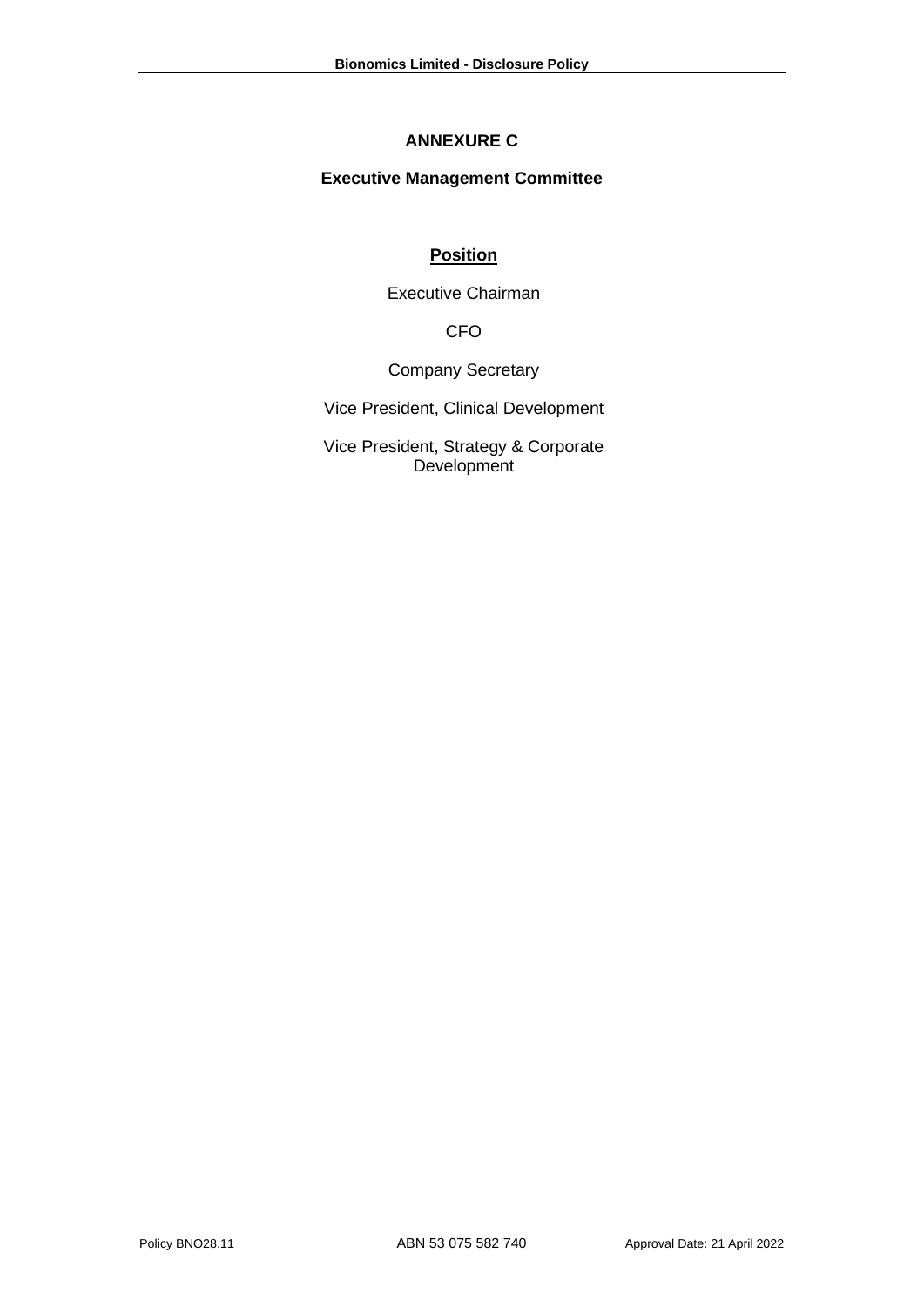# ANNEXURE C

## Executive Management Committee

**Position**

Executive Chairman

CFO

Company Secretary

Vice President, Clinical Development

Vice President, Strategy & Corporate Development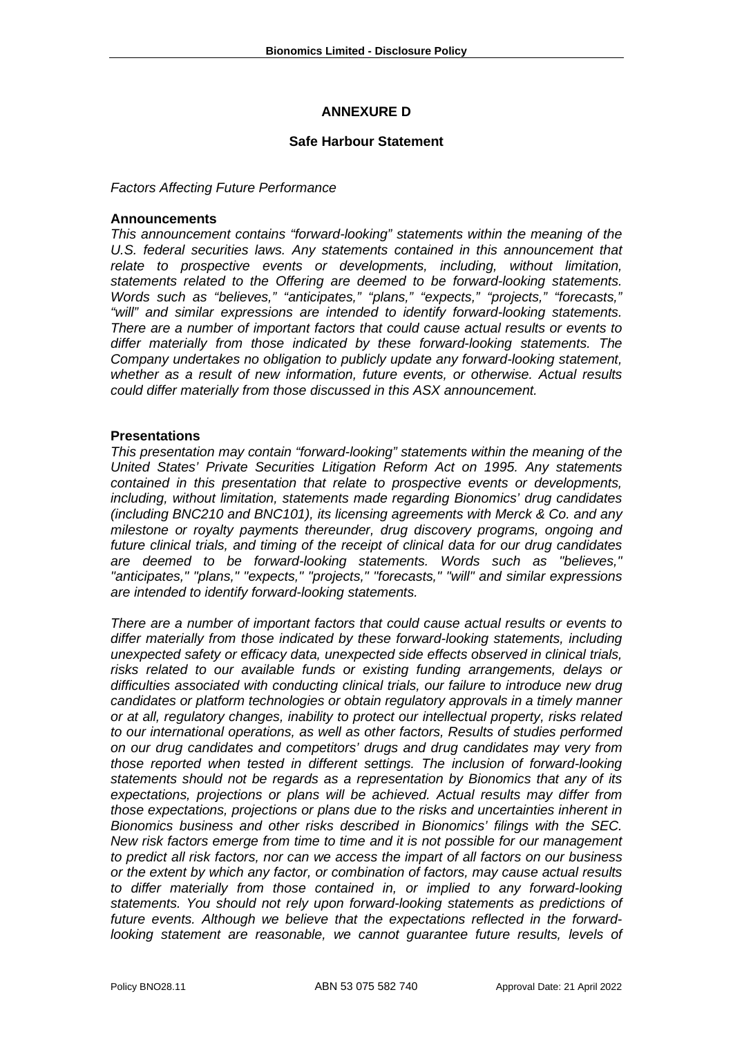## ANNEXURE D

### Safe Harbour Statement

*Factors Affecting Future Performance*

**Announcements**

*This announcement contains "forward-looking" statements within the meaning of the U.S. federal securities laws. Any statements contained in this announcement that relate to prospective events or developments, including, without limitation, statements related to the Offering are deemed to be forward-looking statements. Words such as "believes," "anticipates," "plans," "expects," "projects," "forecasts," "will" and similar expressions are intended to identify forward-looking statements. There are a number of important factors that could cause actual results or events to differ materially from those indicated by these forward-looking statements. The Company undertakes no obligation to publicly update any forward-looking statement, whether as a result of new information, future events, or otherwise. Actual results could differ materially from those discussed in this ASX announcement.*

**Presentations**

*This presentation may contain "forward-looking" statements within the meaning of the United States' Private Securities Litigation Reform Act on 1995. Any statements contained in this presentation that relate to prospective events or developments, including, without limitation, statements made regarding Bionomics' drug candidates (including BNC210 and BNC101), its licensing agreements with Merck & Co. and any milestone or royalty payments thereunder, drug discovery programs, ongoing and future clinical trials, and timing of the receipt of clinical data for our drug candidates are deemed to be forward-looking statements. Words such as "believes," "anticipates," "plans," "expects," "projects," "forecasts," "will" and similar expressions are intended to identify forward-looking statements.*

*There are a number of important factors that could cause actual results or events to differ materially from those indicated by these forward-looking statements, including unexpected safety or efficacy data, unexpected side effects observed in clinical trials, risks related to our available funds or existing funding arrangements, delays or difficulties associated with conducting clinical trials, our failure to introduce new drug candidates or platform technologies or obtain regulatory approvals in a timely manner or at all, regulatory changes, inability to protect our intellectual property, risks related to our international operations, as well as other factors, Results of studies performed on our drug candidates and competitors' drugs and drug candidates may very from those reported when tested in different settings. The inclusion of forward-looking statements should not be regards as a representation by Bionomics that any of its expectations, projections or plans will be achieved. Actual results may differ from those expectations, projections or plans due to the risks and uncertainties inherent in Bionomics business and other risks described in Bionomics' filings with the SEC. New risk factors emerge from time to time and it is not possible for our management to predict all risk factors, nor can we access the impart of all factors on our business or the extent by which any factor, or combination of factors, may cause actual results to differ materially from those contained in, or implied to any forward-looking statements. You should not rely upon forward-looking statements as predictions of future events. Although we believe that the expectations reflected in the forward-looking statement are reasonable, we cannot guarantee future results, levels of*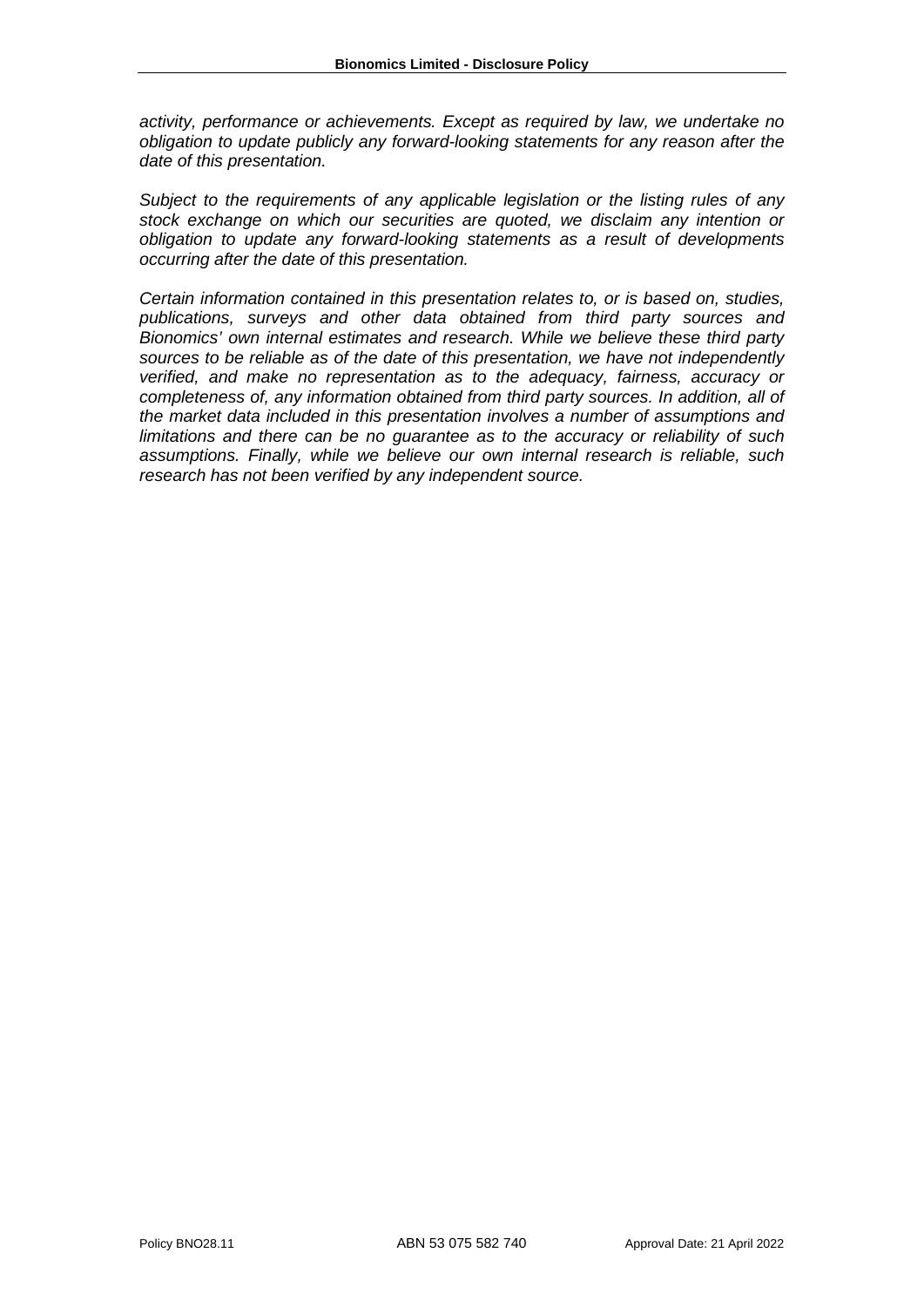*activity, performance or achievements. Except as required by law, we undertake no obligation to update publicly any forward-looking statements for any reason after the date of this presentation.*

*Subject to the requirements of any applicable legislation or the listing rules of any stock exchange on which our securities are quoted, we disclaim any intention or obligation to update any forward-looking statements as a result of developments occurring after the date of this presentation.*

*Certain information contained in this presentation relates to, or is based on, studies, publications, surveys and other data obtained from third party sources and Bionomics' own internal estimates and research. While we believe these third party sources to be reliable as of the date of this presentation, we have not independently verified, and make no representation as to the adequacy, fairness, accuracy or completeness of, any information obtained from third party sources. In addition, all of the market data included in this presentation involves a number of assumptions and limitations and there can be no guarantee as to the accuracy or reliability of such assumptions. Finally, while we believe our own internal research is reliable, such research has not been verified by any independent source.*